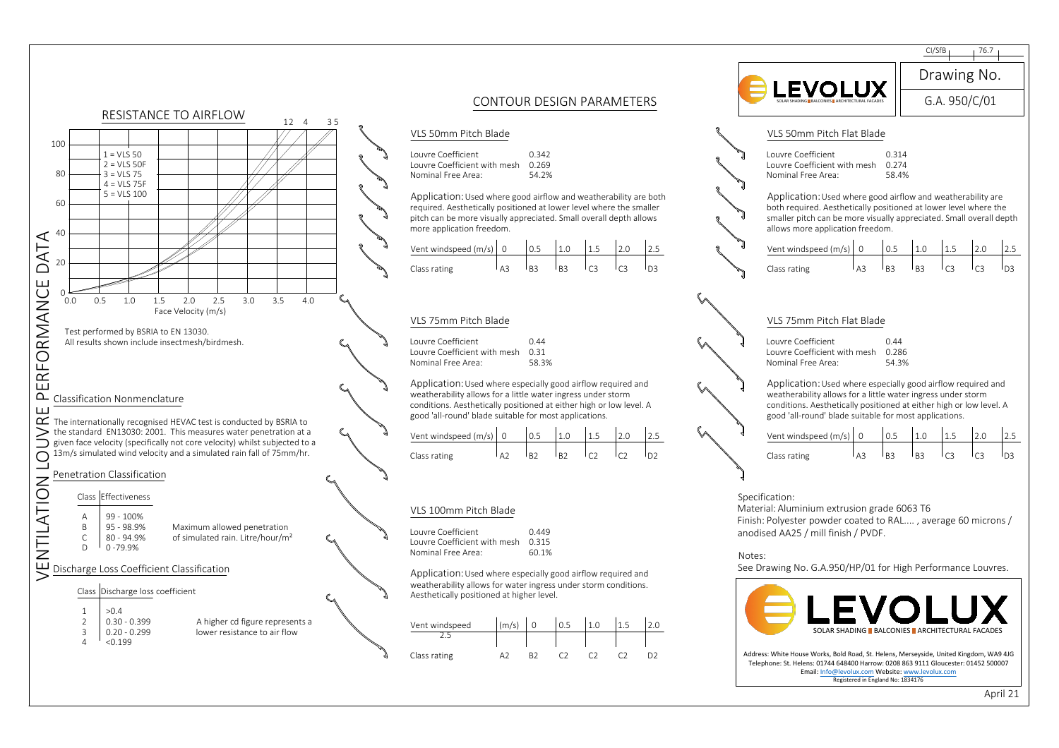# VENTILATION LOUVRE PERFORMANCE DATA

## RESISTANCE TO AIRFLOW

1 = VLS 50
2 = VLS 50F
3 = VLS 75
4 = VLS 75F
5 = VLS 100

Face Velocity (m/s)

Test performed by BSRIA to EN 13030.
All results shown include insectmesh/birdmesh.

## Classification Nonmenclature

The internationally recognised HEVAC test is conducted by BSRIA to the standard EN13030: 2001. This measures water penetration at a given face velocity (specifically not core velocity) whilst subjected to a 13m/s simulated wind velocity and a simulated rain fall of 75mm/hr.

## Penetration Classification

| Class | Effectiveness |
|---|---|
| A | 99 - 100% |
| B | 95 - 98.9% |
| C | 80 - 94.9% |
| D | 0 -79.9% |

Maximum allowed penetration of simulated rain. Litre/hour/m²

## Discharge Loss Coefficient Classification

| Class | Discharge loss coefficient |
|---|---|
| 1 | >0.4 |
| 2 | 0.30 - 0.399 |
| 3 | 0.20 - 0.299 |
| 4 | <0.199 |

A higher cd figure represents a lower resistance to air flow

## CONTOUR DESIGN PARAMETERS

### VLS 50mm Pitch Blade

Louvre Coefficient 0.342
Louvre Coefficient with mesh 0.269
Nominal Free Area: 54.2%

Application: Used where good airflow and weatherability are both required. Aesthetically positioned at lower level where the smaller pitch can be more visually appreciated. Small overall depth allows more application freedom.

| Vent windspeed (m/s) | 0 | 0.5 | 1.0 | 1.5 | 2.0 | 2.5 |
|---|---|---|---|---|---|---|
| Class rating | A3 | B3 | B3 | C3 | C3 | D3 |

### VLS 75mm Pitch Blade

Louvre Coefficient 0.44
Louvre Coefficient with mesh 0.31
Nominal Free Area: 58.3%

Application: Used where especially good airflow required and weatherability allows for a little water ingress under storm conditions. Aesthetically positioned at either high or low level. A good 'all-round' blade suitable for most applications.

| Vent windspeed (m/s) | 0 | 0.5 | 1.0 | 1.5 | 2.0 | 2.5 |
|---|---|---|---|---|---|---|
| Class rating | A2 | B2 | B2 | C2 | C2 | D2 |

### VLS 100mm Pitch Blade

Louvre Coefficient 0.449
Louvre Coefficient with mesh 0.315
Nominal Free Area: 60.1%

Application: Used where especially good airflow required and weatherability allows for water ingress under storm conditions. Aesthetically positioned at higher level.

| Vent windspeed (m/s) | 0 | 0.5 | 1.0 | 1.5 | 2.0 | 2.5 |
|---|---|---|---|---|---|---|
| Class rating | A2 | B2 | C2 | C2 | C2 | D2 |

### VLS 50mm Pitch Flat Blade

Louvre Coefficient 0.314
Louvre Coefficient with mesh 0.274
Nominal Free Area: 58.4%

Application: Used where good airflow and weatherability are both required. Aesthetically positioned at lower level where the smaller pitch can be more visually appreciated. Small overall depth allows more application freedom.

| Vent windspeed (m/s) | 0 | 0.5 | 1.0 | 1.5 | 2.0 | 2.5 |
|---|---|---|---|---|---|---|
| Class rating | A3 | B3 | B3 | C3 | C3 | D3 |

### VLS 75mm Pitch Flat Blade

Louvre Coefficient 0.44
Louvre Coefficient with mesh 0.286
Nominal Free Area: 54.3%

Application: Used where especially good airflow required and weatherability allows for a little water ingress under storm conditions. Aesthetically positioned at either high or low level. A good 'all-round' blade suitable for most applications.

| Vent windspeed (m/s) | 0 | 0.5 | 1.0 | 1.5 | 2.0 | 2.5 |
|---|---|---|---|---|---|---|
| Class rating | A3 | B3 | B3 | C3 | C3 | D3 |

Specification:
Material: Aluminium extrusion grade 6063 T6
Finish: Polyester powder coated to RAL.... , average 60 microns / anodised AA25 / mill finish / PVDF.

Notes:
See Drawing No. G.A.950/HP/01 for High Performance Louvres.

LEVOLUX
SOLAR SHADING | BALCONIES | ARCHITECTURAL FACADES

Address: White House Works, Bold Road, St. Helens, Merseyside, United Kingdom, WA9 4JG
Telephone: St. Helens: 01744 648400 Harrow: 0208 863 9111 Gloucester: 01452 500007
Email: Info@levolux.com Website: www.levolux.com
Registered in England No: 1834176

CI/SfB 76.7
Drawing No. G.A. 950/C/01

April 21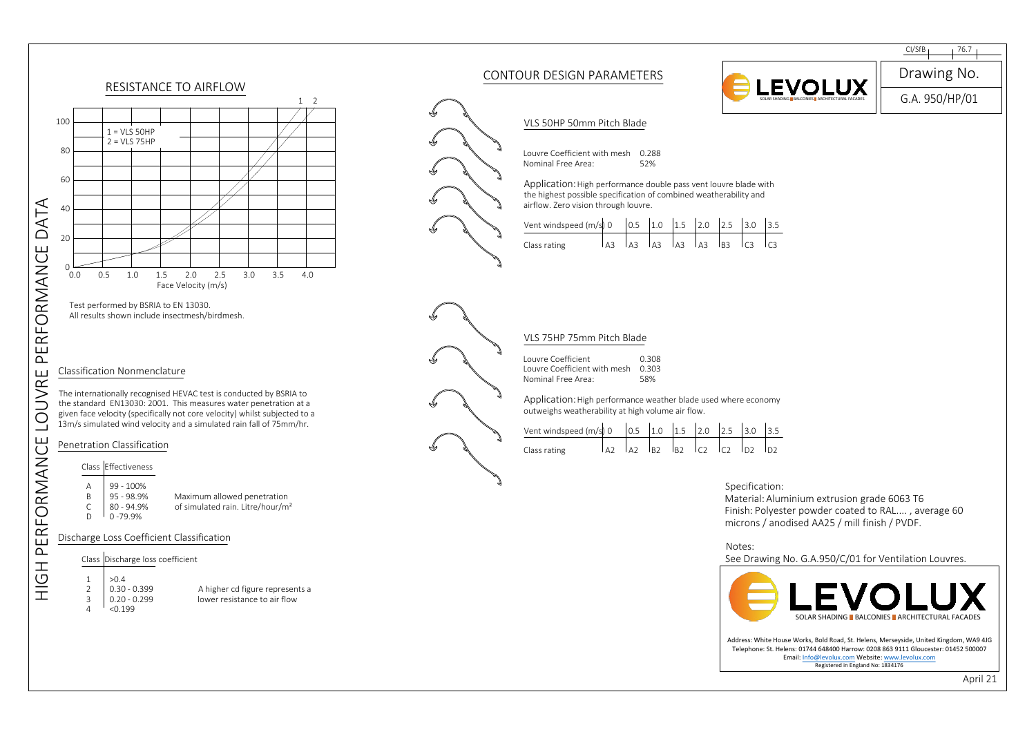# HIGH PERFORMANCE LOUVRE PERFORMANCE DATA

## RESISTANCE TO AIRFLOW

1 = VLS 50HP
2 = VLS 75HP

1 2

100
80
60
40
20
0

0.0 0.5 1.0 1.5 2.0 2.5 3.0 3.5 4.0

Face Velocity (m/s)

Test performed by BSRIA to EN 13030.
All results shown include insectmesh/birdmesh.

## Classification Nonmenclature

The internationally recognised HEVAC test is conducted by BSRIA to the standard EN13030: 2001. This measures water penetration at a given face velocity (specifically not core velocity) whilst subjected to a 13m/s simulated wind velocity and a simulated rain fall of 75mm/hr.

## Penetration Classification

| Class | Effectiveness |
|---|---|
| A | 99 - 100% |
| B | 95 - 98.9% |
| C | 80 - 94.9% |
| D | 0 -79.9% |

Maximum allowed penetration of simulated rain. Litre/hour/m²

## Discharge Loss Coefficient Classification

| Class | Discharge loss coefficient |
|---|---|
| 1 | >0.4 |
| 2 | 0.30 - 0.399 |
| 3 | 0.20 - 0.299 |
| 4 | <0.199 |

A higher cd figure represents a lower resistance to air flow

## CONTOUR DESIGN PARAMETERS

### VLS 50HP 50mm Pitch Blade

Louvre Coefficient with mesh 0.288
Nominal Free Area: 52%

Application: High performance double pass vent louvre blade with the highest possible specification of combined weatherability and airflow. Zero vision through louvre.

| Vent windspeed (m/s) | 0 | 0.5 | 1.0 | 1.5 | 2.0 | 2.5 | 3.0 | 3.5 |
|---|---|---|---|---|---|---|---|---|
| Class rating | A3 | A3 | A3 | A3 | A3 | B3 | C3 | C3 |

### VLS 75HP 75mm Pitch Blade

Louvre Coefficient 0.308
Louvre Coefficient with mesh 0.303
Nominal Free Area: 58%

Application: High performance weather blade used where economy outweighs weatherability at high volume air flow.

| Vent windspeed (m/s) | 0 | 0.5 | 1.0 | 1.5 | 2.0 | 2.5 | 3.0 | 3.5 |
|---|---|---|---|---|---|---|---|---|
| Class rating | A2 | A2 | B2 | B2 | C2 | C2 | D2 | D2 |

CI/SfB 76.7

Drawing No.
G.A. 950/HP/01

LEVOLUX
SOLAR SHADING | BALCONIES | ARCHITECTURAL FACADES

Specification:
Material: Aluminium extrusion grade 6063 T6
Finish: Polyester powder coated to RAL.... , average 60 microns / anodised AA25 / mill finish / PVDF.

Notes:
See Drawing No. G.A.950/C/01 for Ventilation Louvres.

LEVOLUX
SOLAR SHADING | BALCONIES | ARCHITECTURAL FACADES

Address: White House Works, Bold Road, St. Helens, Merseyside, United Kingdom, WA9 4JG
Telephone: St. Helens: 01744 648400 Harrow: 0208 863 9111 Gloucester: 01452 500007
Email: Info@levolux.com Website: www.levolux.com
Registered in England No: 1834176

April 21